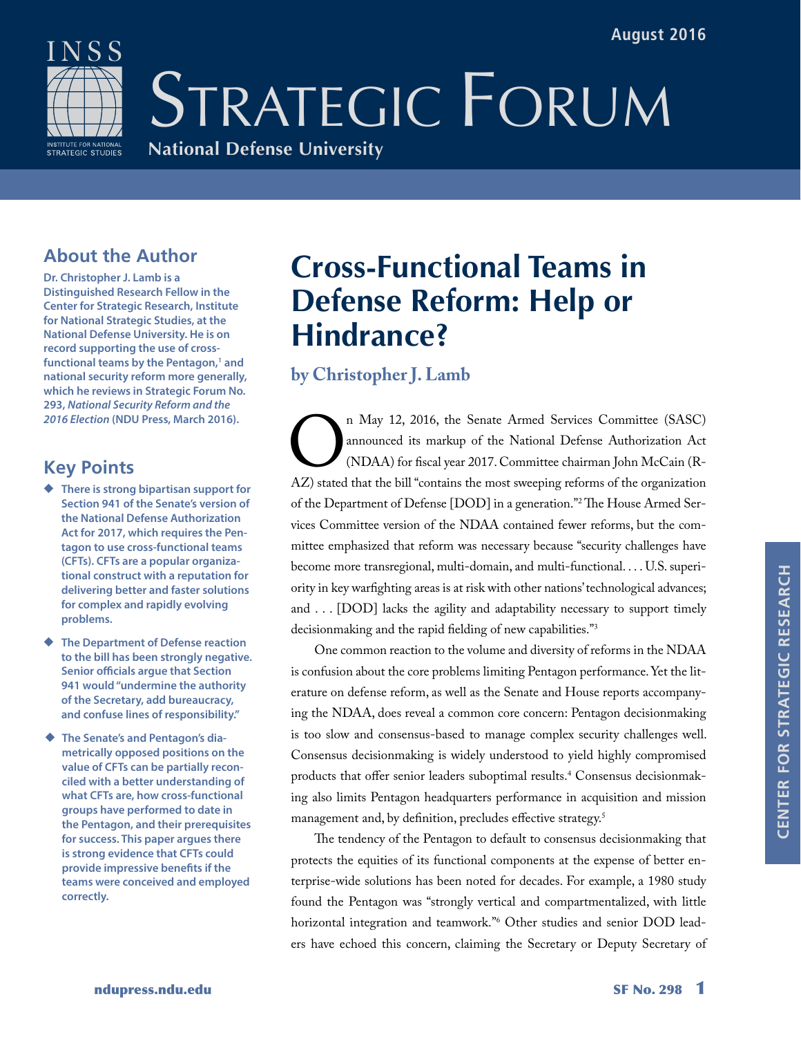August 2016

# INSS Strategic Forum

National Defense University

## About the Author

**Dr. Christopher J. Lamb is a Distinguished Research Fellow in the Center for Strategic Research, Institute for National Strategic Studies, at the National Defense University. He is on record supporting the use of cross-functional teams by the Pentagon,[1] and national security reform more generally, which he reviews in Strategic Forum No. 293, *National Security Reform and the 2016 Election* (NDU Press, March 2016).**

## Key Points

- **There is strong bipartisan support for Section 941 of the Senate's version of the National Defense Authorization Act for 2017, which requires the Pentagon to use cross-functional teams (CFTs). CFTs are a popular organizational construct with a reputation for delivering better and faster solutions for complex and rapidly evolving problems.**
- **The Department of Defense reaction to the bill has been strongly negative. Senior officials argue that Section 941 would "undermine the authority of the Secretary, add bureaucracy, and confuse lines of responsibility."**
- **The Senate's and Pentagon's diametrically opposed positions on the value of CFTs can be partially reconciled with a better understanding of what CFTs are, how cross-functional groups have performed to date in the Pentagon, and their prerequisites for success. This paper argues there is strong evidence that CFTs could provide impressive benefits if the teams were conceived and employed correctly.**

# Cross-Functional Teams in Defense Reform: Help or Hindrance?

### by Christopher J. Lamb

On May 12, 2016, the Senate Armed Services Committee (SASC) announced its markup of the National Defense Authorization Act (NDAA) for fiscal year 2017. Committee chairman John McCain (R-AZ) stated that the bill "contains the most sweeping reforms of the organization of the Department of Defense [DOD] in a generation."[2] The House Armed Services Committee version of the NDAA contained fewer reforms, but the committee emphasized that reform was necessary because "security challenges have become more transregional, multi-domain, and multi-functional. . . . U.S. superiority in key warfighting areas is at risk with other nations' technological advances; and . . . [DOD] lacks the agility and adaptability necessary to support timely decisionmaking and the rapid fielding of new capabilities."[3]

One common reaction to the volume and diversity of reforms in the NDAA is confusion about the core problems limiting Pentagon performance. Yet the literature on defense reform, as well as the Senate and House reports accompanying the NDAA, does reveal a common core concern: Pentagon decisionmaking is too slow and consensus-based to manage complex security challenges well. Consensus decisionmaking is widely understood to yield highly compromised products that offer senior leaders suboptimal results.[4] Consensus decisionmaking also limits Pentagon headquarters performance in acquisition and mission management and, by definition, precludes effective strategy.[5]

The tendency of the Pentagon to default to consensus decisionmaking that protects the equities of its functional components at the expense of better enterprise-wide solutions has been noted for decades. For example, a 1980 study found the Pentagon was "strongly vertical and compartmentalized, with little horizontal integration and teamwork."[6] Other studies and senior DOD leaders have echoed this concern, claiming the Secretary or Deputy Secretary of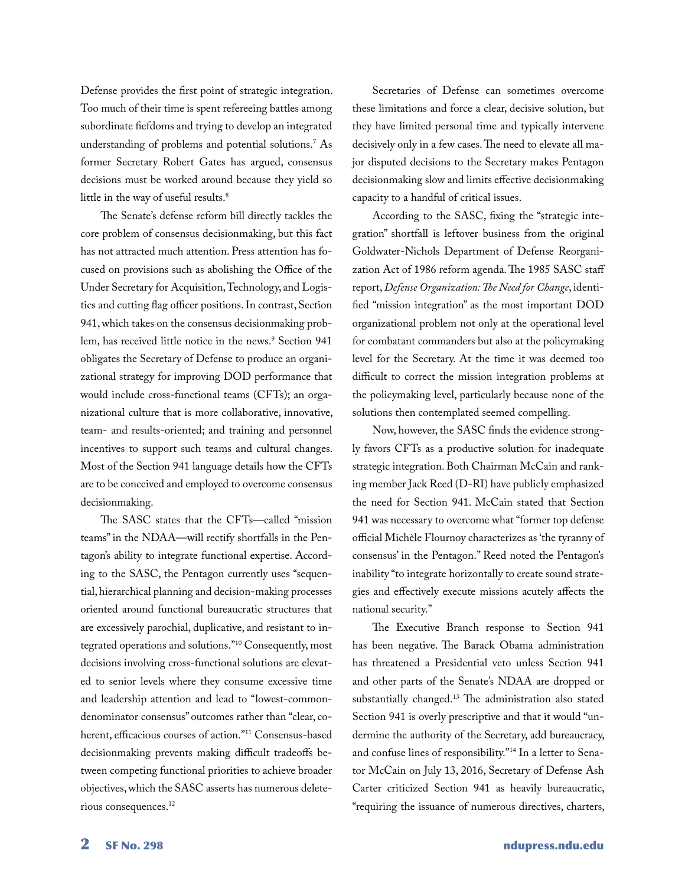Defense provides the first point of strategic integration. Too much of their time is spent refereeing battles among subordinate fiefdoms and trying to develop an integrated understanding of problems and potential solutions.[7] As former Secretary Robert Gates has argued, consensus decisions must be worked around because they yield so little in the way of useful results.[8]

The Senate's defense reform bill directly tackles the core problem of consensus decisionmaking, but this fact has not attracted much attention. Press attention has focused on provisions such as abolishing the Office of the Under Secretary for Acquisition, Technology, and Logistics and cutting flag officer positions. In contrast, Section 941, which takes on the consensus decisionmaking problem, has received little notice in the news.[9] Section 941 obligates the Secretary of Defense to produce an organizational strategy for improving DOD performance that would include cross-functional teams (CFTs); an organizational culture that is more collaborative, innovative, team- and results-oriented; and training and personnel incentives to support such teams and cultural changes. Most of the Section 941 language details how the CFTs are to be conceived and employed to overcome consensus decisionmaking.

The SASC states that the CFTs—called "mission teams" in the NDAA—will rectify shortfalls in the Pentagon's ability to integrate functional expertise. According to the SASC, the Pentagon currently uses "sequential, hierarchical planning and decision-making processes oriented around functional bureaucratic structures that are excessively parochial, duplicative, and resistant to integrated operations and solutions."[10] Consequently, most decisions involving cross-functional solutions are elevated to senior levels where they consume excessive time and leadership attention and lead to "lowest-common-denominator consensus" outcomes rather than "clear, coherent, efficacious courses of action."[11] Consensus-based decisionmaking prevents making difficult tradeoffs between competing functional priorities to achieve broader objectives, which the SASC asserts has numerous deleterious consequences.[12]

Secretaries of Defense can sometimes overcome these limitations and force a clear, decisive solution, but they have limited personal time and typically intervene decisively only in a few cases. The need to elevate all major disputed decisions to the Secretary makes Pentagon decisionmaking slow and limits effective decisionmaking capacity to a handful of critical issues.

According to the SASC, fixing the "strategic integration" shortfall is leftover business from the original Goldwater-Nichols Department of Defense Reorganization Act of 1986 reform agenda. The 1985 SASC staff report, *Defense Organization: The Need for Change*, identified "mission integration" as the most important DOD organizational problem not only at the operational level for combatant commanders but also at the policymaking level for the Secretary. At the time it was deemed too difficult to correct the mission integration problems at the policymaking level, particularly because none of the solutions then contemplated seemed compelling.

Now, however, the SASC finds the evidence strongly favors CFTs as a productive solution for inadequate strategic integration. Both Chairman McCain and ranking member Jack Reed (D-RI) have publicly emphasized the need for Section 941. McCain stated that Section 941 was necessary to overcome what "former top defense official Michèle Flournoy characterizes as 'the tyranny of consensus' in the Pentagon." Reed noted the Pentagon's inability "to integrate horizontally to create sound strategies and effectively execute missions acutely affects the national security."

The Executive Branch response to Section 941 has been negative. The Barack Obama administration has threatened a Presidential veto unless Section 941 and other parts of the Senate's NDAA are dropped or substantially changed.[13] The administration also stated Section 941 is overly prescriptive and that it would "undermine the authority of the Secretary, add bureaucracy, and confuse lines of responsibility."[14] In a letter to Senator McCain on July 13, 2016, Secretary of Defense Ash Carter criticized Section 941 as heavily bureaucratic, "requiring the issuance of numerous directives, charters,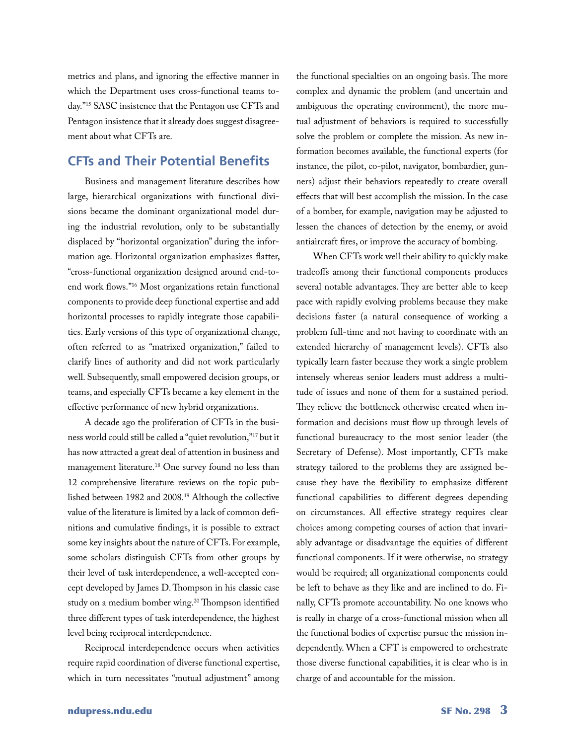metrics and plans, and ignoring the effective manner in which the Department uses cross-functional teams today."[15] SASC insistence that the Pentagon use CFTs and Pentagon insistence that it already does suggest disagreement about what CFTs are.

## CFTs and Their Potential Benefits

Business and management literature describes how large, hierarchical organizations with functional divisions became the dominant organizational model during the industrial revolution, only to be substantially displaced by "horizontal organization" during the information age. Horizontal organization emphasizes flatter, "cross-functional organization designed around end-to-end work flows."[16] Most organizations retain functional components to provide deep functional expertise and add horizontal processes to rapidly integrate those capabilities. Early versions of this type of organizational change, often referred to as "matrixed organization," failed to clarify lines of authority and did not work particularly well. Subsequently, small empowered decision groups, or teams, and especially CFTs became a key element in the effective performance of new hybrid organizations.

A decade ago the proliferation of CFTs in the business world could still be called a "quiet revolution,"[17] but it has now attracted a great deal of attention in business and management literature.[18] One survey found no less than 12 comprehensive literature reviews on the topic published between 1982 and 2008.[19] Although the collective value of the literature is limited by a lack of common definitions and cumulative findings, it is possible to extract some key insights about the nature of CFTs. For example, some scholars distinguish CFTs from other groups by their level of task interdependence, a well-accepted concept developed by James D. Thompson in his classic case study on a medium bomber wing.[20] Thompson identified three different types of task interdependence, the highest level being reciprocal interdependence.

Reciprocal interdependence occurs when activities require rapid coordination of diverse functional expertise, which in turn necessitates "mutual adjustment" among the functional specialties on an ongoing basis. The more complex and dynamic the problem (and uncertain and ambiguous the operating environment), the more mutual adjustment of behaviors is required to successfully solve the problem or complete the mission. As new information becomes available, the functional experts (for instance, the pilot, co-pilot, navigator, bombardier, gunners) adjust their behaviors repeatedly to create overall effects that will best accomplish the mission. In the case of a bomber, for example, navigation may be adjusted to lessen the chances of detection by the enemy, or avoid antiaircraft fires, or improve the accuracy of bombing.

When CFTs work well their ability to quickly make tradeoffs among their functional components produces several notable advantages. They are better able to keep pace with rapidly evolving problems because they make decisions faster (a natural consequence of working a problem full-time and not having to coordinate with an extended hierarchy of management levels). CFTs also typically learn faster because they work a single problem intensely whereas senior leaders must address a multitude of issues and none of them for a sustained period. They relieve the bottleneck otherwise created when information and decisions must flow up through levels of functional bureaucracy to the most senior leader (the Secretary of Defense). Most importantly, CFTs make strategy tailored to the problems they are assigned because they have the flexibility to emphasize different functional capabilities to different degrees depending on circumstances. All effective strategy requires clear choices among competing courses of action that invariably advantage or disadvantage the equities of different functional components. If it were otherwise, no strategy would be required; all organizational components could be left to behave as they like and are inclined to do. Finally, CFTs promote accountability. No one knows who is really in charge of a cross-functional mission when all the functional bodies of expertise pursue the mission independently. When a CFT is empowered to orchestrate those diverse functional capabilities, it is clear who is in charge of and accountable for the mission.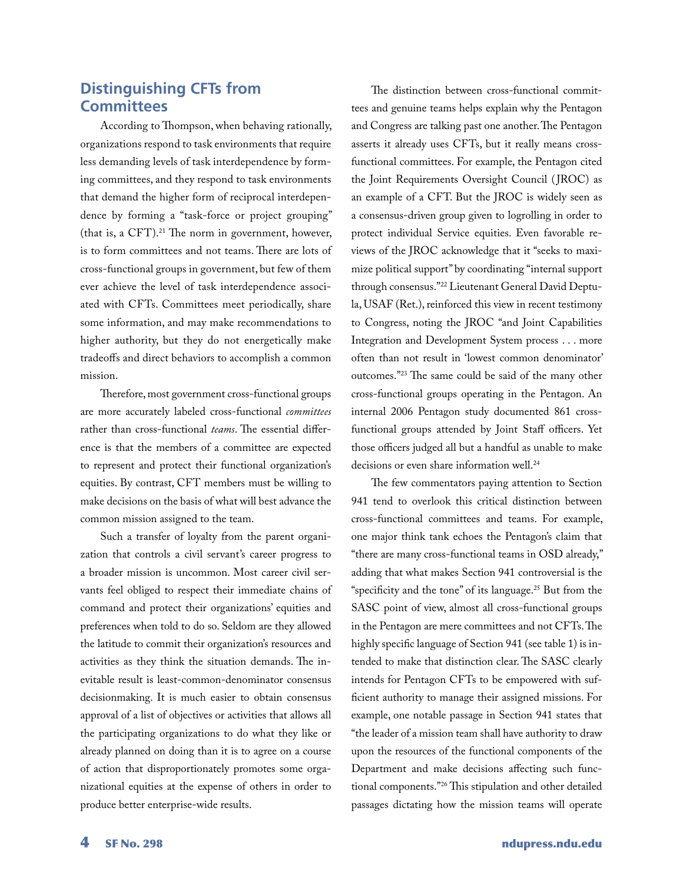## Distinguishing CFTs from Committees

According to Thompson, when behaving rationally, organizations respond to task environments that require less demanding levels of task interdependence by forming committees, and they respond to task environments that demand the higher form of reciprocal interdependence by forming a "task-force or project grouping" (that is, a CFT).[21] The norm in government, however, is to form committees and not teams. There are lots of cross-functional groups in government, but few of them ever achieve the level of task interdependence associated with CFTs. Committees meet periodically, share some information, and may make recommendations to higher authority, but they do not energetically make tradeoffs and direct behaviors to accomplish a common mission.

Therefore, most government cross-functional groups are more accurately labeled cross-functional *committees* rather than cross-functional *teams*. The essential difference is that the members of a committee are expected to represent and protect their functional organization's equities. By contrast, CFT members must be willing to make decisions on the basis of what will best advance the common mission assigned to the team.

Such a transfer of loyalty from the parent organization that controls a civil servant's career progress to a broader mission is uncommon. Most career civil servants feel obliged to respect their immediate chains of command and protect their organizations' equities and preferences when told to do so. Seldom are they allowed the latitude to commit their organization's resources and activities as they think the situation demands. The inevitable result is least-common-denominator consensus decisionmaking. It is much easier to obtain consensus approval of a list of objectives or activities that allows all the participating organizations to do what they like or already planned on doing than it is to agree on a course of action that disproportionately promotes some organizational equities at the expense of others in order to produce better enterprise-wide results.

The distinction between cross-functional committees and genuine teams helps explain why the Pentagon and Congress are talking past one another. The Pentagon asserts it already uses CFTs, but it really means cross-functional committees. For example, the Pentagon cited the Joint Requirements Oversight Council (JROC) as an example of a CFT. But the JROC is widely seen as a consensus-driven group given to logrolling in order to protect individual Service equities. Even favorable reviews of the JROC acknowledge that it "seeks to maximize political support" by coordinating "internal support through consensus."[22] Lieutenant General David Deptula, USAF (Ret.), reinforced this view in recent testimony to Congress, noting the JROC "and Joint Capabilities Integration and Development System process . . . more often than not result in 'lowest common denominator' outcomes."[23] The same could be said of the many other cross-functional groups operating in the Pentagon. An internal 2006 Pentagon study documented 861 cross-functional groups attended by Joint Staff officers. Yet those officers judged all but a handful as unable to make decisions or even share information well.[24]

The few commentators paying attention to Section 941 tend to overlook this critical distinction between cross-functional committees and teams. For example, one major think tank echoes the Pentagon's claim that "there are many cross-functional teams in OSD already," adding that what makes Section 941 controversial is the "specificity and the tone" of its language.[25] But from the SASC point of view, almost all cross-functional groups in the Pentagon are mere committees and not CFTs. The highly specific language of Section 941 (see table 1) is intended to make that distinction clear. The SASC clearly intends for Pentagon CFTs to be empowered with sufficient authority to manage their assigned missions. For example, one notable passage in Section 941 states that "the leader of a mission team shall have authority to draw upon the resources of the functional components of the Department and make decisions affecting such functional components."[26] This stipulation and other detailed passages dictating how the mission teams will operate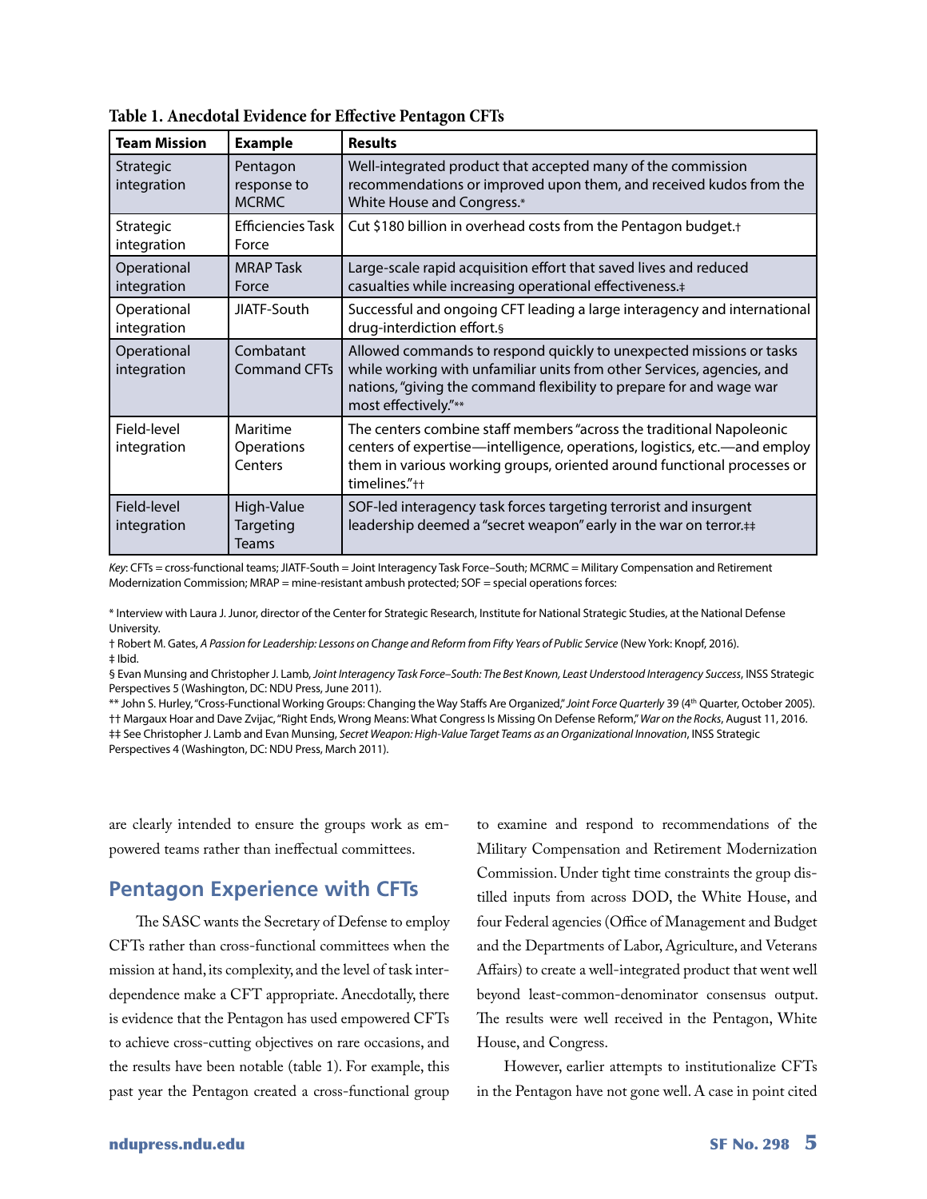**Table 1. Anecdotal Evidence for Effective Pentagon CFTs**

| Team Mission | Example | Results |
| --- | --- | --- |
| Strategic integration | Pentagon response to MCRMC | Well-integrated product that accepted many of the commission recommendations or improved upon them, and received kudos from the White House and Congress.* |
| Strategic integration | Efficiencies Task Force | Cut $180 billion in overhead costs from the Pentagon budget.† |
| Operational integration | MRAP Task Force | Large-scale rapid acquisition effort that saved lives and reduced casualties while increasing operational effectiveness.‡ |
| Operational integration | JIATF-South | Successful and ongoing CFT leading a large interagency and international drug-interdiction effort.§ |
| Operational integration | Combatant Command CFTs | Allowed commands to respond quickly to unexpected missions or tasks while working with unfamiliar units from other Services, agencies, and nations, "giving the command flexibility to prepare for and wage war most effectively."** |
| Field-level integration | Maritime Operations Centers | The centers combine staff members "across the traditional Napoleonic centers of expertise—intelligence, operations, logistics, etc.—and employ them in various working groups, oriented around functional processes or timelines."†† |
| Field-level integration | High-Value Targeting Teams | SOF-led interagency task forces targeting terrorist and insurgent leadership deemed a "secret weapon" early in the war on terror.‡‡ |

*Key*: CFTs = cross-functional teams; JIATF-South = Joint Interagency Task Force–South; MCRMC = Military Compensation and Retirement Modernization Commission; MRAP = mine-resistant ambush protected; SOF = special operations forces:

* Interview with Laura J. Junor, director of the Center for Strategic Research, Institute for National Strategic Studies, at the National Defense University.

† Robert M. Gates, *A Passion for Leadership: Lessons on Change and Reform from Fifty Years of Public Service* (New York: Knopf, 2016).

‡ Ibid.

§ Evan Munsing and Christopher J. Lamb, *Joint Interagency Task Force–South: The Best Known, Least Understood Interagency Success*, INSS Strategic Perspectives 5 (Washington, DC: NDU Press, June 2011).

** John S. Hurley, "Cross-Functional Working Groups: Changing the Way Staffs Are Organized," *Joint Force Quarterly* 39 (4th Quarter, October 2005).

†† Margaux Hoar and Dave Zvijac, "Right Ends, Wrong Means: What Congress Is Missing On Defense Reform," *War on the Rocks*, August 11, 2016.

‡‡ See Christopher J. Lamb and Evan Munsing, *Secret Weapon: High-Value Target Teams as an Organizational Innovation*, INSS Strategic Perspectives 4 (Washington, DC: NDU Press, March 2011).

are clearly intended to ensure the groups work as empowered teams rather than ineffectual committees.

## Pentagon Experience with CFTs

The SASC wants the Secretary of Defense to employ CFTs rather than cross-functional committees when the mission at hand, its complexity, and the level of task interdependence make a CFT appropriate. Anecdotally, there is evidence that the Pentagon has used empowered CFTs to achieve cross-cutting objectives on rare occasions, and the results have been notable (table 1). For example, this past year the Pentagon created a cross-functional group to examine and respond to recommendations of the Military Compensation and Retirement Modernization Commission. Under tight time constraints the group distilled inputs from across DOD, the White House, and four Federal agencies (Office of Management and Budget and the Departments of Labor, Agriculture, and Veterans Affairs) to create a well-integrated product that went well beyond least-common-denominator consensus output. The results were well received in the Pentagon, White House, and Congress.

However, earlier attempts to institutionalize CFTs in the Pentagon have not gone well. A case in point cited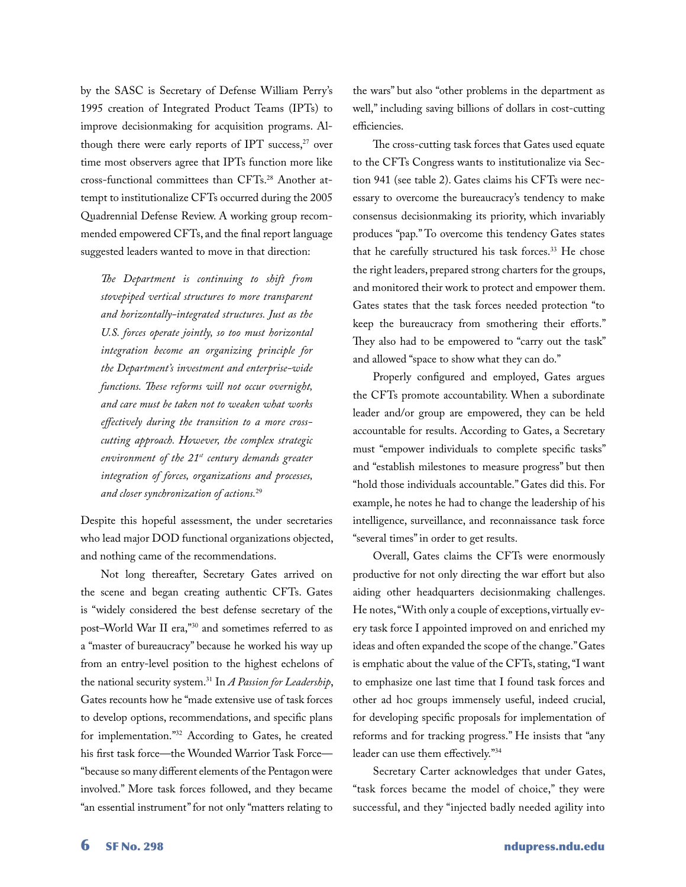by the SASC is Secretary of Defense William Perry's 1995 creation of Integrated Product Teams (IPTs) to improve decisionmaking for acquisition programs. Although there were early reports of IPT success,[27] over time most observers agree that IPTs function more like cross-functional committees than CFTs.[28] Another attempt to institutionalize CFTs occurred during the 2005 Quadrennial Defense Review. A working group recommended empowered CFTs, and the final report language suggested leaders wanted to move in that direction:

> *The Department is continuing to shift from stovepiped vertical structures to more transparent and horizontally-integrated structures. Just as the U.S. forces operate jointly, so too must horizontal integration become an organizing principle for the Department's investment and enterprise-wide functions. These reforms will not occur overnight, and care must be taken not to weaken what works effectively during the transition to a more cross-cutting approach. However, the complex strategic environment of the 21st century demands greater integration of forces, organizations and processes, and closer synchronization of actions.*[29]

Despite this hopeful assessment, the under secretaries who lead major DOD functional organizations objected, and nothing came of the recommendations.

Not long thereafter, Secretary Gates arrived on the scene and began creating authentic CFTs. Gates is "widely considered the best defense secretary of the post–World War II era,"[30] and sometimes referred to as a "master of bureaucracy" because he worked his way up from an entry-level position to the highest echelons of the national security system.[31] In *A Passion for Leadership*, Gates recounts how he "made extensive use of task forces to develop options, recommendations, and specific plans for implementation."[32] According to Gates, he created his first task force—the Wounded Warrior Task Force—"because so many different elements of the Pentagon were involved." More task forces followed, and they became "an essential instrument" for not only "matters relating to the wars" but also "other problems in the department as well," including saving billions of dollars in cost-cutting efficiencies.

The cross-cutting task forces that Gates used equate to the CFTs Congress wants to institutionalize via Section 941 (see table 2). Gates claims his CFTs were necessary to overcome the bureaucracy's tendency to make consensus decisionmaking its priority, which invariably produces "pap." To overcome this tendency Gates states that he carefully structured his task forces.[33] He chose the right leaders, prepared strong charters for the groups, and monitored their work to protect and empower them. Gates states that the task forces needed protection "to keep the bureaucracy from smothering their efforts." They also had to be empowered to "carry out the task" and allowed "space to show what they can do."

Properly configured and employed, Gates argues the CFTs promote accountability. When a subordinate leader and/or group are empowered, they can be held accountable for results. According to Gates, a Secretary must "empower individuals to complete specific tasks" and "establish milestones to measure progress" but then "hold those individuals accountable." Gates did this. For example, he notes he had to change the leadership of his intelligence, surveillance, and reconnaissance task force "several times" in order to get results.

Overall, Gates claims the CFTs were enormously productive for not only directing the war effort but also aiding other headquarters decisionmaking challenges. He notes, "With only a couple of exceptions, virtually every task force I appointed improved on and enriched my ideas and often expanded the scope of the change." Gates is emphatic about the value of the CFTs, stating, "I want to emphasize one last time that I found task forces and other ad hoc groups immensely useful, indeed crucial, for developing specific proposals for implementation of reforms and for tracking progress." He insists that "any leader can use them effectively."[34]

Secretary Carter acknowledges that under Gates, "task forces became the model of choice," they were successful, and they "injected badly needed agility into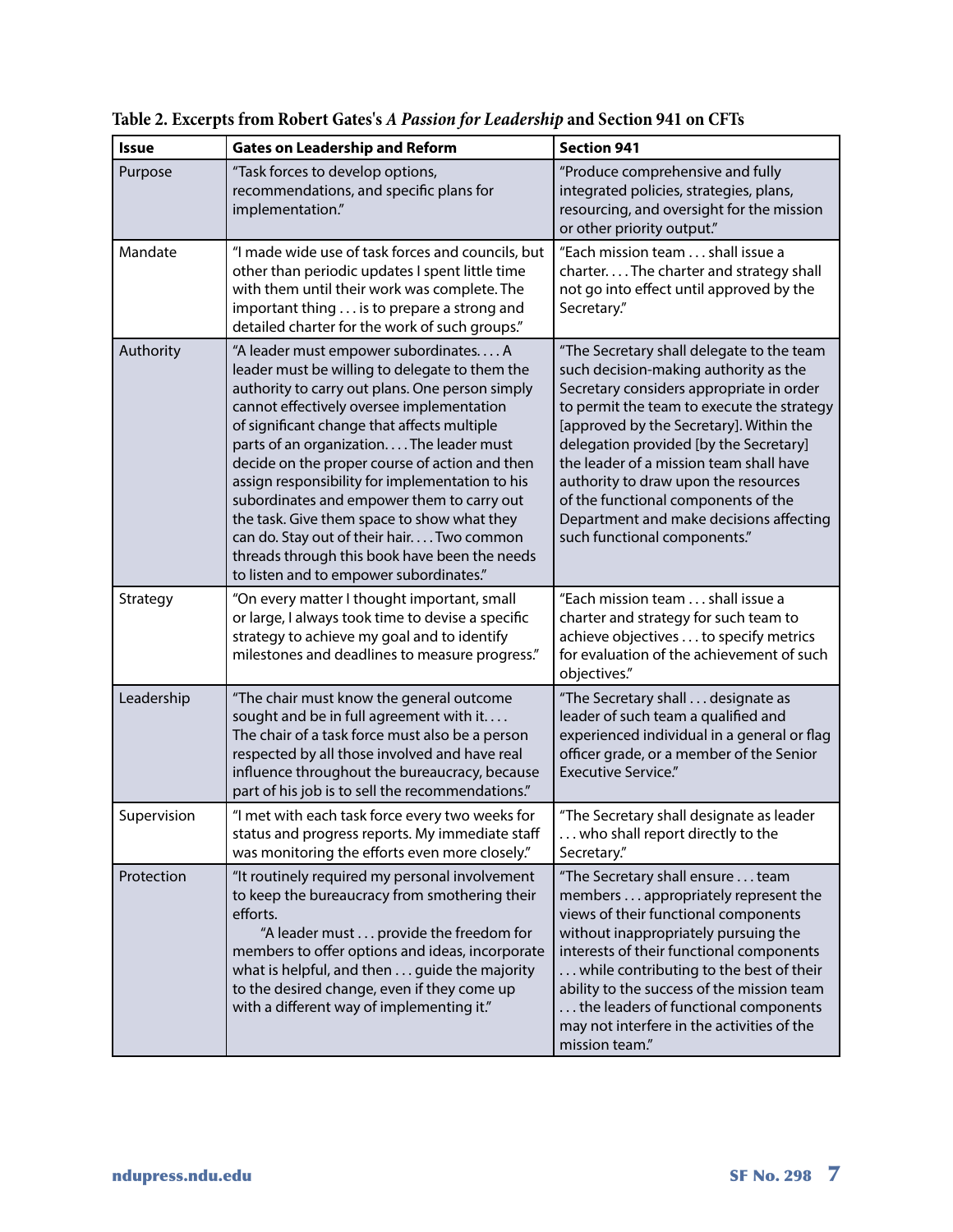**Table 2. Excerpts from Robert Gates's *A Passion for Leadership* and Section 941 on CFTs**

| Issue | Gates on Leadership and Reform | Section 941 |
|---|---|---|
| Purpose | "Task forces to develop options, recommendations, and specific plans for implementation." | "Produce comprehensive and fully integrated policies, strategies, plans, resourcing, and oversight for the mission or other priority output." |
| Mandate | "I made wide use of task forces and councils, but other than periodic updates I spent little time with them until their work was complete. The important thing . . . is to prepare a strong and detailed charter for the work of such groups." | "Each mission team . . . shall issue a charter. . . . The charter and strategy shall not go into effect until approved by the Secretary." |
| Authority | "A leader must empower subordinates. . . . A leader must be willing to delegate to them the authority to carry out plans. One person simply cannot effectively oversee implementation of significant change that affects multiple parts of an organization. . . . The leader must decide on the proper course of action and then assign responsibility for implementation to his subordinates and empower them to carry out the task. Give them space to show what they can do. Stay out of their hair. . . . Two common threads through this book have been the needs to listen and to empower subordinates." | "The Secretary shall delegate to the team such decision-making authority as the Secretary considers appropriate in order to permit the team to execute the strategy [approved by the Secretary]. Within the delegation provided [by the Secretary] the leader of a mission team shall have authority to draw upon the resources of the functional components of the Department and make decisions affecting such functional components." |
| Strategy | "On every matter I thought important, small or large, I always took time to devise a specific strategy to achieve my goal and to identify milestones and deadlines to measure progress." | "Each mission team . . . shall issue a charter and strategy for such team to achieve objectives . . . to specify metrics for evaluation of the achievement of such objectives." |
| Leadership | "The chair must know the general outcome sought and be in full agreement with it. . . . The chair of a task force must also be a person respected by all those involved and have real influence throughout the bureaucracy, because part of his job is to sell the recommendations." | "The Secretary shall . . . designate as leader of such team a qualified and experienced individual in a general or flag officer grade, or a member of the Senior Executive Service." |
| Supervision | "I met with each task force every two weeks for status and progress reports. My immediate staff was monitoring the efforts even more closely." | "The Secretary shall designate as leader . . . who shall report directly to the Secretary." |
| Protection | "It routinely required my personal involvement to keep the bureaucracy from smothering their efforts.<br>"A leader must . . . provide the freedom for members to offer options and ideas, incorporate what is helpful, and then . . . guide the majority to the desired change, even if they come up with a different way of implementing it." | "The Secretary shall ensure . . . team members . . . appropriately represent the views of their functional components without inappropriately pursuing the interests of their functional components . . . while contributing to the best of their ability to the success of the mission team . . . the leaders of functional components may not interfere in the activities of the mission team." |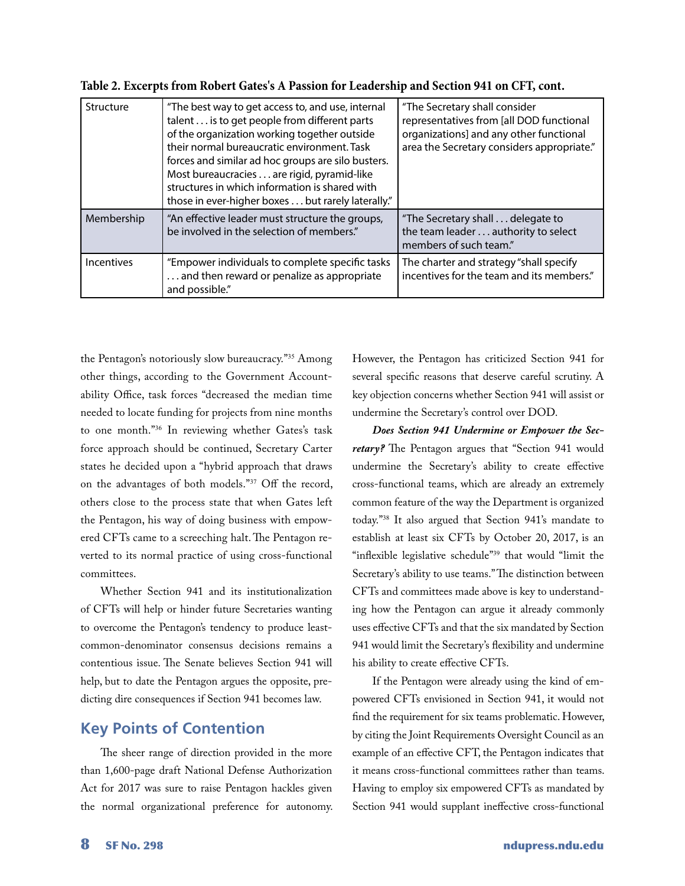**Table 2. Excerpts from Robert Gates's A Passion for Leadership and Section 941 on CFT, cont.**

| | | |
|---|---|---|
| Structure | "The best way to get access to, and use, internal talent . . . is to get people from different parts of the organization working together outside their normal bureaucratic environment. Task forces and similar ad hoc groups are silo busters. Most bureaucracies . . . are rigid, pyramid-like structures in which information is shared with those in ever-higher boxes . . . but rarely laterally." | "The Secretary shall consider representatives from [all DOD functional organizations] and any other functional area the Secretary considers appropriate." |
| Membership | "An effective leader must structure the groups, be involved in the selection of members." | "The Secretary shall . . . delegate to the team leader . . . authority to select members of such team." |
| Incentives | "Empower individuals to complete specific tasks . . . and then reward or penalize as appropriate and possible." | The charter and strategy "shall specify incentives for the team and its members." |

the Pentagon's notoriously slow bureaucracy."[35] Among other things, according to the Government Accountability Office, task forces "decreased the median time needed to locate funding for projects from nine months to one month."[36] In reviewing whether Gates's task force approach should be continued, Secretary Carter states he decided upon a "hybrid approach that draws on the advantages of both models."[37] Off the record, others close to the process state that when Gates left the Pentagon, his way of doing business with empowered CFTs came to a screeching halt. The Pentagon reverted to its normal practice of using cross-functional committees.

Whether Section 941 and its institutionalization of CFTs will help or hinder future Secretaries wanting to overcome the Pentagon's tendency to produce least-common-denominator consensus decisions remains a contentious issue. The Senate believes Section 941 will help, but to date the Pentagon argues the opposite, predicting dire consequences if Section 941 becomes law.

## Key Points of Contention

The sheer range of direction provided in the more than 1,600-page draft National Defense Authorization Act for 2017 was sure to raise Pentagon hackles given the normal organizational preference for autonomy. However, the Pentagon has criticized Section 941 for several specific reasons that deserve careful scrutiny. A key objection concerns whether Section 941 will assist or undermine the Secretary's control over DOD.

***Does Section 941 Undermine or Empower the Secretary?*** The Pentagon argues that "Section 941 would undermine the Secretary's ability to create effective cross-functional teams, which are already an extremely common feature of the way the Department is organized today."[38] It also argued that Section 941's mandate to establish at least six CFTs by October 20, 2017, is an "inflexible legislative schedule"[39] that would "limit the Secretary's ability to use teams." The distinction between CFTs and committees made above is key to understanding how the Pentagon can argue it already commonly uses effective CFTs and that the six mandated by Section 941 would limit the Secretary's flexibility and undermine his ability to create effective CFTs.

If the Pentagon were already using the kind of empowered CFTs envisioned in Section 941, it would not find the requirement for six teams problematic. However, by citing the Joint Requirements Oversight Council as an example of an effective CFT, the Pentagon indicates that it means cross-functional committees rather than teams. Having to employ six empowered CFTs as mandated by Section 941 would supplant ineffective cross-functional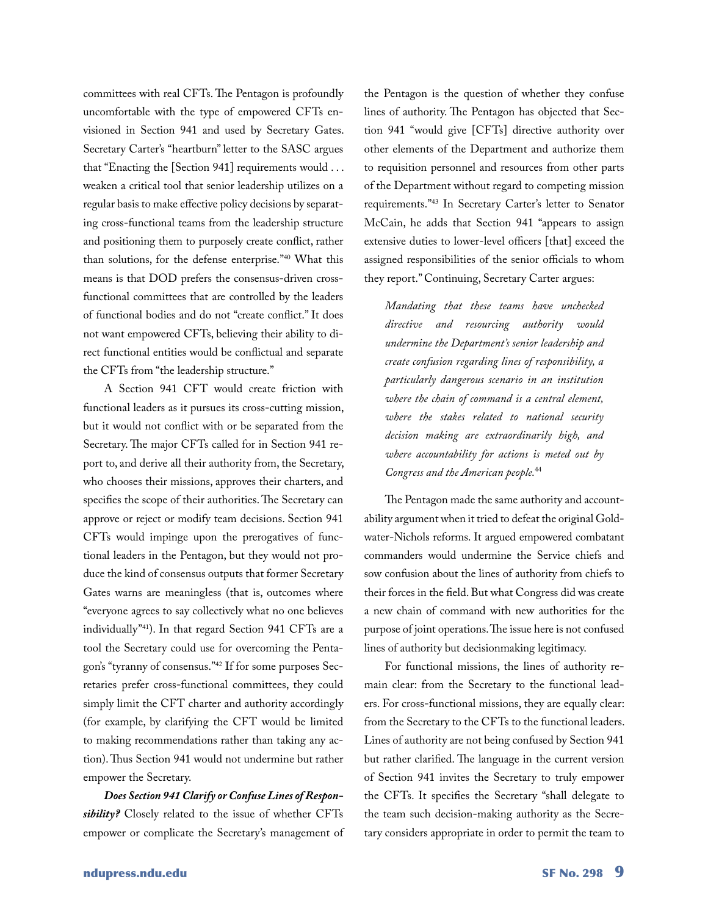committees with real CFTs. The Pentagon is profoundly uncomfortable with the type of empowered CFTs envisioned in Section 941 and used by Secretary Gates. Secretary Carter's "heartburn" letter to the SASC argues that "Enacting the [Section 941] requirements would . . . weaken a critical tool that senior leadership utilizes on a regular basis to make effective policy decisions by separating cross-functional teams from the leadership structure and positioning them to purposely create conflict, rather than solutions, for the defense enterprise."[40] What this means is that DOD prefers the consensus-driven cross-functional committees that are controlled by the leaders of functional bodies and do not "create conflict." It does not want empowered CFTs, believing their ability to direct functional entities would be conflictual and separate the CFTs from "the leadership structure."

A Section 941 CFT would create friction with functional leaders as it pursues its cross-cutting mission, but it would not conflict with or be separated from the Secretary. The major CFTs called for in Section 941 report to, and derive all their authority from, the Secretary, who chooses their missions, approves their charters, and specifies the scope of their authorities. The Secretary can approve or reject or modify team decisions. Section 941 CFTs would impinge upon the prerogatives of functional leaders in the Pentagon, but they would not produce the kind of consensus outputs that former Secretary Gates warns are meaningless (that is, outcomes where "everyone agrees to say collectively what no one believes individually"[41]). In that regard Section 941 CFTs are a tool the Secretary could use for overcoming the Pentagon's "tyranny of consensus."[42] If for some purposes Secretaries prefer cross-functional committees, they could simply limit the CFT charter and authority accordingly (for example, by clarifying the CFT would be limited to making recommendations rather than taking any action). Thus Section 941 would not undermine but rather empower the Secretary.

***Does Section 941 Clarify or Confuse Lines of Responsibility?*** Closely related to the issue of whether CFTs empower or complicate the Secretary's management of the Pentagon is the question of whether they confuse lines of authority. The Pentagon has objected that Section 941 "would give [CFTs] directive authority over other elements of the Department and authorize them to requisition personnel and resources from other parts of the Department without regard to competing mission requirements."[43] In Secretary Carter's letter to Senator McCain, he adds that Section 941 "appears to assign extensive duties to lower-level officers [that] exceed the assigned responsibilities of the senior officials to whom they report." Continuing, Secretary Carter argues:

> *Mandating that these teams have unchecked directive and resourcing authority would undermine the Department's senior leadership and create confusion regarding lines of responsibility, a particularly dangerous scenario in an institution where the chain of command is a central element, where the stakes related to national security decision making are extraordinarily high, and where accountability for actions is meted out by Congress and the American people.*[44]

The Pentagon made the same authority and accountability argument when it tried to defeat the original Goldwater-Nichols reforms. It argued empowered combatant commanders would undermine the Service chiefs and sow confusion about the lines of authority from chiefs to their forces in the field. But what Congress did was create a new chain of command with new authorities for the purpose of joint operations. The issue here is not confused lines of authority but decisionmaking legitimacy.

For functional missions, the lines of authority remain clear: from the Secretary to the functional leaders. For cross-functional missions, they are equally clear: from the Secretary to the CFTs to the functional leaders. Lines of authority are not being confused by Section 941 but rather clarified. The language in the current version of Section 941 invites the Secretary to truly empower the CFTs. It specifies the Secretary "shall delegate to the team such decision-making authority as the Secretary considers appropriate in order to permit the team to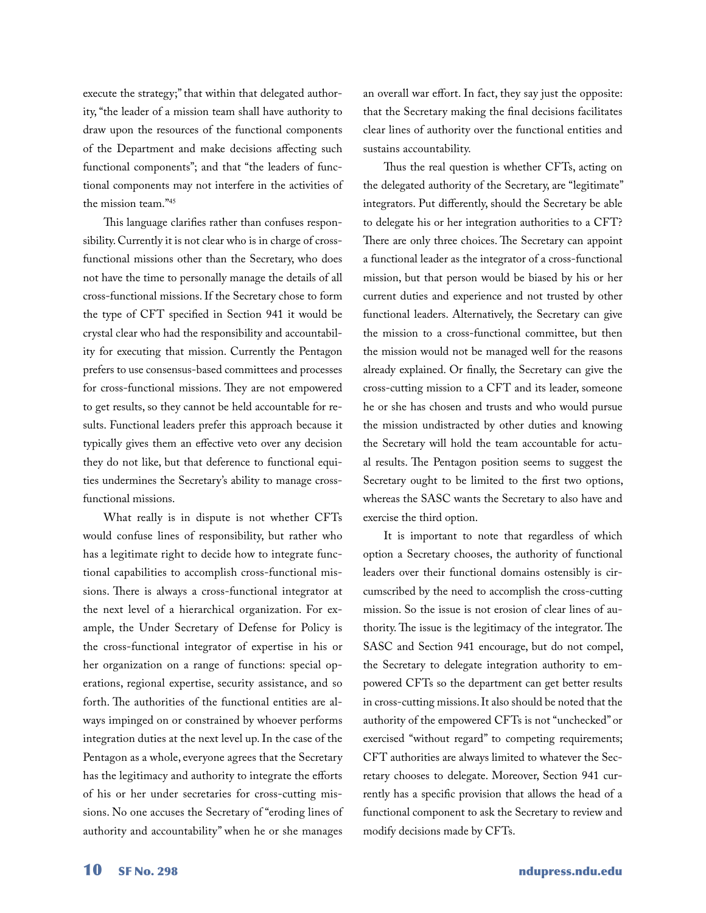execute the strategy;" that within that delegated authority, "the leader of a mission team shall have authority to draw upon the resources of the functional components of the Department and make decisions affecting such functional components"; and that "the leaders of functional components may not interfere in the activities of the mission team."[45]

This language clarifies rather than confuses responsibility. Currently it is not clear who is in charge of cross-functional missions other than the Secretary, who does not have the time to personally manage the details of all cross-functional missions. If the Secretary chose to form the type of CFT specified in Section 941 it would be crystal clear who had the responsibility and accountability for executing that mission. Currently the Pentagon prefers to use consensus-based committees and processes for cross-functional missions. They are not empowered to get results, so they cannot be held accountable for results. Functional leaders prefer this approach because it typically gives them an effective veto over any decision they do not like, but that deference to functional equities undermines the Secretary's ability to manage cross-functional missions.

What really is in dispute is not whether CFTs would confuse lines of responsibility, but rather who has a legitimate right to decide how to integrate functional capabilities to accomplish cross-functional missions. There is always a cross-functional integrator at the next level of a hierarchical organization. For example, the Under Secretary of Defense for Policy is the cross-functional integrator of expertise in his or her organization on a range of functions: special operations, regional expertise, security assistance, and so forth. The authorities of the functional entities are always impinged on or constrained by whoever performs integration duties at the next level up. In the case of the Pentagon as a whole, everyone agrees that the Secretary has the legitimacy and authority to integrate the efforts of his or her under secretaries for cross-cutting missions. No one accuses the Secretary of "eroding lines of authority and accountability" when he or she manages an overall war effort. In fact, they say just the opposite: that the Secretary making the final decisions facilitates clear lines of authority over the functional entities and sustains accountability.

Thus the real question is whether CFTs, acting on the delegated authority of the Secretary, are "legitimate" integrators. Put differently, should the Secretary be able to delegate his or her integration authorities to a CFT? There are only three choices. The Secretary can appoint a functional leader as the integrator of a cross-functional mission, but that person would be biased by his or her current duties and experience and not trusted by other functional leaders. Alternatively, the Secretary can give the mission to a cross-functional committee, but then the mission would not be managed well for the reasons already explained. Or finally, the Secretary can give the cross-cutting mission to a CFT and its leader, someone he or she has chosen and trusts and who would pursue the mission undistracted by other duties and knowing the Secretary will hold the team accountable for actual results. The Pentagon position seems to suggest the Secretary ought to be limited to the first two options, whereas the SASC wants the Secretary to also have and exercise the third option.

It is important to note that regardless of which option a Secretary chooses, the authority of functional leaders over their functional domains ostensibly is circumscribed by the need to accomplish the cross-cutting mission. So the issue is not erosion of clear lines of authority. The issue is the legitimacy of the integrator. The SASC and Section 941 encourage, but do not compel, the Secretary to delegate integration authority to empowered CFTs so the department can get better results in cross-cutting missions. It also should be noted that the authority of the empowered CFTs is not "unchecked" or exercised "without regard" to competing requirements; CFT authorities are always limited to whatever the Secretary chooses to delegate. Moreover, Section 941 currently has a specific provision that allows the head of a functional component to ask the Secretary to review and modify decisions made by CFTs.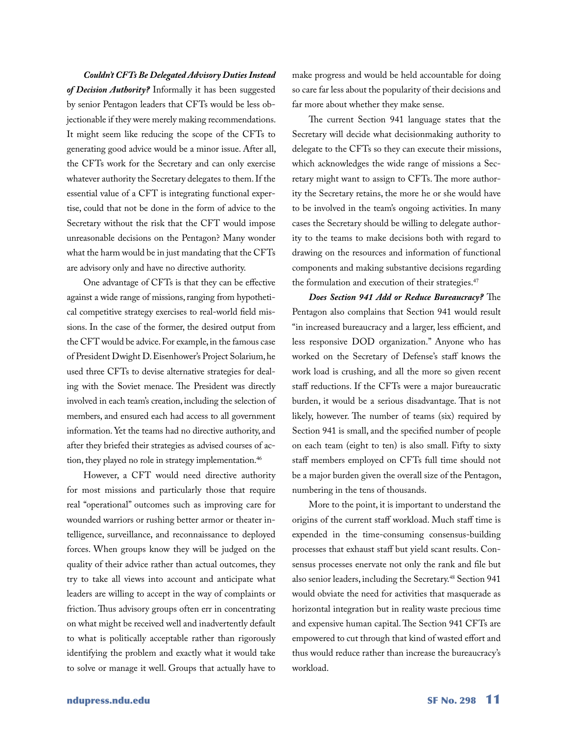***Couldn't CFTs Be Delegated Advisory Duties Instead of Decision Authority?*** Informally it has been suggested by senior Pentagon leaders that CFTs would be less objectionable if they were merely making recommendations. It might seem like reducing the scope of the CFTs to generating good advice would be a minor issue. After all, the CFTs work for the Secretary and can only exercise whatever authority the Secretary delegates to them. If the essential value of a CFT is integrating functional expertise, could that not be done in the form of advice to the Secretary without the risk that the CFT would impose unreasonable decisions on the Pentagon? Many wonder what the harm would be in just mandating that the CFTs are advisory only and have no directive authority.

One advantage of CFTs is that they can be effective against a wide range of missions, ranging from hypothetical competitive strategy exercises to real-world field missions. In the case of the former, the desired output from the CFT would be advice. For example, in the famous case of President Dwight D. Eisenhower's Project Solarium, he used three CFTs to devise alternative strategies for dealing with the Soviet menace. The President was directly involved in each team's creation, including the selection of members, and ensured each had access to all government information. Yet the teams had no directive authority, and after they briefed their strategies as advised courses of action, they played no role in strategy implementation.[46]

However, a CFT would need directive authority for most missions and particularly those that require real "operational" outcomes such as improving care for wounded warriors or rushing better armor or theater intelligence, surveillance, and reconnaissance to deployed forces. When groups know they will be judged on the quality of their advice rather than actual outcomes, they try to take all views into account and anticipate what leaders are willing to accept in the way of complaints or friction. Thus advisory groups often err in concentrating on what might be received well and inadvertently default to what is politically acceptable rather than rigorously identifying the problem and exactly what it would take to solve or manage it well. Groups that actually have to make progress and would be held accountable for doing so care far less about the popularity of their decisions and far more about whether they make sense.

The current Section 941 language states that the Secretary will decide what decisionmaking authority to delegate to the CFTs so they can execute their missions, which acknowledges the wide range of missions a Secretary might want to assign to CFTs. The more authority the Secretary retains, the more he or she would have to be involved in the team's ongoing activities. In many cases the Secretary should be willing to delegate authority to the teams to make decisions both with regard to drawing on the resources and information of functional components and making substantive decisions regarding the formulation and execution of their strategies.[47]

***Does Section 941 Add or Reduce Bureaucracy?*** The Pentagon also complains that Section 941 would result "in increased bureaucracy and a larger, less efficient, and less responsive DOD organization." Anyone who has worked on the Secretary of Defense's staff knows the work load is crushing, and all the more so given recent staff reductions. If the CFTs were a major bureaucratic burden, it would be a serious disadvantage. That is not likely, however. The number of teams (six) required by Section 941 is small, and the specified number of people on each team (eight to ten) is also small. Fifty to sixty staff members employed on CFTs full time should not be a major burden given the overall size of the Pentagon, numbering in the tens of thousands.

More to the point, it is important to understand the origins of the current staff workload. Much staff time is expended in the time-consuming consensus-building processes that exhaust staff but yield scant results. Consensus processes enervate not only the rank and file but also senior leaders, including the Secretary.[48] Section 941 would obviate the need for activities that masquerade as horizontal integration but in reality waste precious time and expensive human capital. The Section 941 CFTs are empowered to cut through that kind of wasted effort and thus would reduce rather than increase the bureaucracy's workload.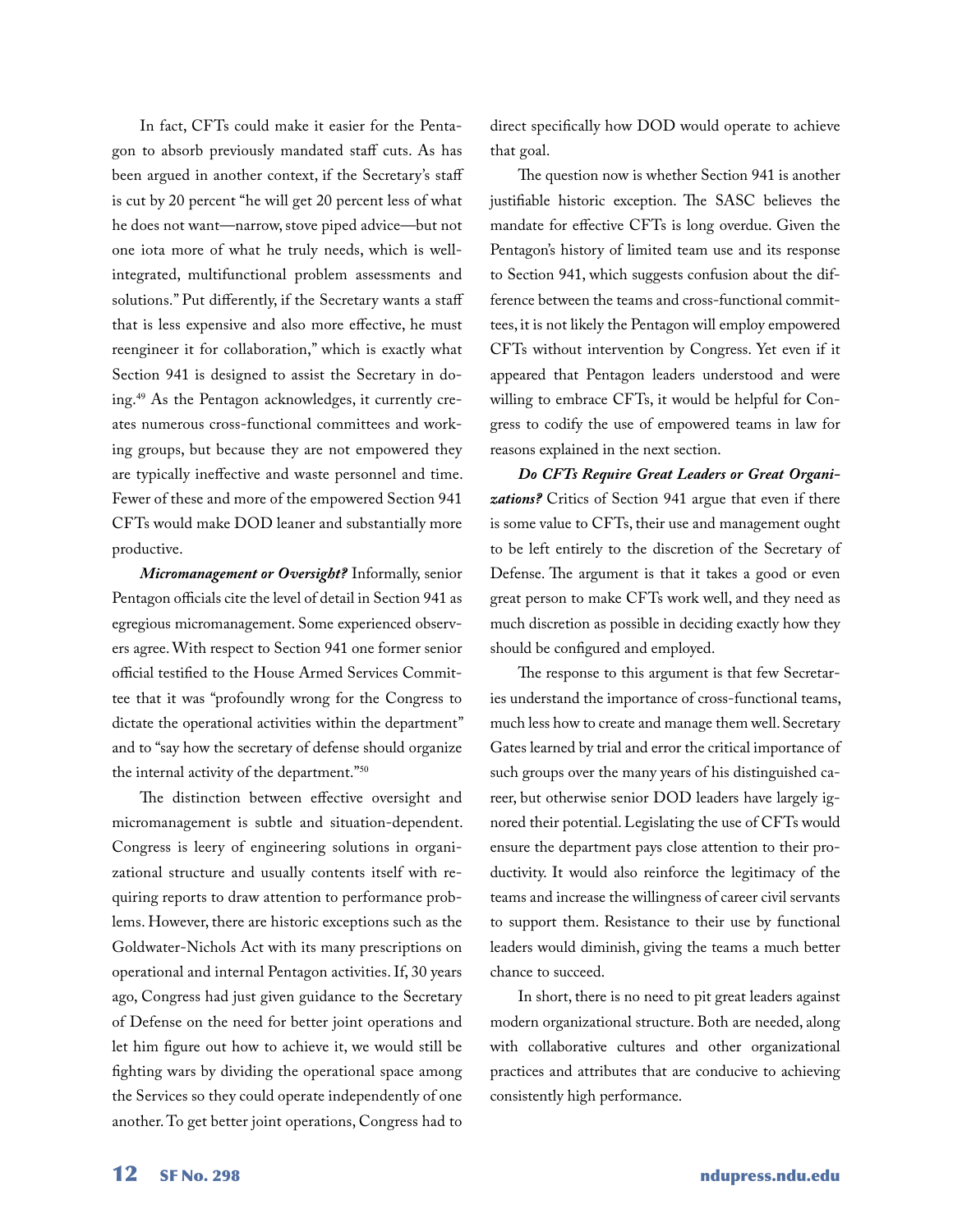In fact, CFTs could make it easier for the Pentagon to absorb previously mandated staff cuts. As has been argued in another context, if the Secretary's staff is cut by 20 percent "he will get 20 percent less of what he does not want—narrow, stove piped advice—but not one iota more of what he truly needs, which is well-integrated, multifunctional problem assessments and solutions." Put differently, if the Secretary wants a staff that is less expensive and also more effective, he must reengineer it for collaboration," which is exactly what Section 941 is designed to assist the Secretary in doing.[49] As the Pentagon acknowledges, it currently creates numerous cross-functional committees and working groups, but because they are not empowered they are typically ineffective and waste personnel and time. Fewer of these and more of the empowered Section 941 CFTs would make DOD leaner and substantially more productive.

***Micromanagement or Oversight?*** Informally, senior Pentagon officials cite the level of detail in Section 941 as egregious micromanagement. Some experienced observers agree. With respect to Section 941 one former senior official testified to the House Armed Services Committee that it was "profoundly wrong for the Congress to dictate the operational activities within the department" and to "say how the secretary of defense should organize the internal activity of the department."[50]

The distinction between effective oversight and micromanagement is subtle and situation-dependent. Congress is leery of engineering solutions in organizational structure and usually contents itself with requiring reports to draw attention to performance problems. However, there are historic exceptions such as the Goldwater-Nichols Act with its many prescriptions on operational and internal Pentagon activities. If, 30 years ago, Congress had just given guidance to the Secretary of Defense on the need for better joint operations and let him figure out how to achieve it, we would still be fighting wars by dividing the operational space among the Services so they could operate independently of one another. To get better joint operations, Congress had to direct specifically how DOD would operate to achieve that goal.

The question now is whether Section 941 is another justifiable historic exception. The SASC believes the mandate for effective CFTs is long overdue. Given the Pentagon's history of limited team use and its response to Section 941, which suggests confusion about the difference between the teams and cross-functional committees, it is not likely the Pentagon will employ empowered CFTs without intervention by Congress. Yet even if it appeared that Pentagon leaders understood and were willing to embrace CFTs, it would be helpful for Congress to codify the use of empowered teams in law for reasons explained in the next section.

***Do CFTs Require Great Leaders or Great Organizations?*** Critics of Section 941 argue that even if there is some value to CFTs, their use and management ought to be left entirely to the discretion of the Secretary of Defense. The argument is that it takes a good or even great person to make CFTs work well, and they need as much discretion as possible in deciding exactly how they should be configured and employed.

The response to this argument is that few Secretaries understand the importance of cross-functional teams, much less how to create and manage them well. Secretary Gates learned by trial and error the critical importance of such groups over the many years of his distinguished career, but otherwise senior DOD leaders have largely ignored their potential. Legislating the use of CFTs would ensure the department pays close attention to their productivity. It would also reinforce the legitimacy of the teams and increase the willingness of career civil servants to support them. Resistance to their use by functional leaders would diminish, giving the teams a much better chance to succeed.

In short, there is no need to pit great leaders against modern organizational structure. Both are needed, along with collaborative cultures and other organizational practices and attributes that are conducive to achieving consistently high performance.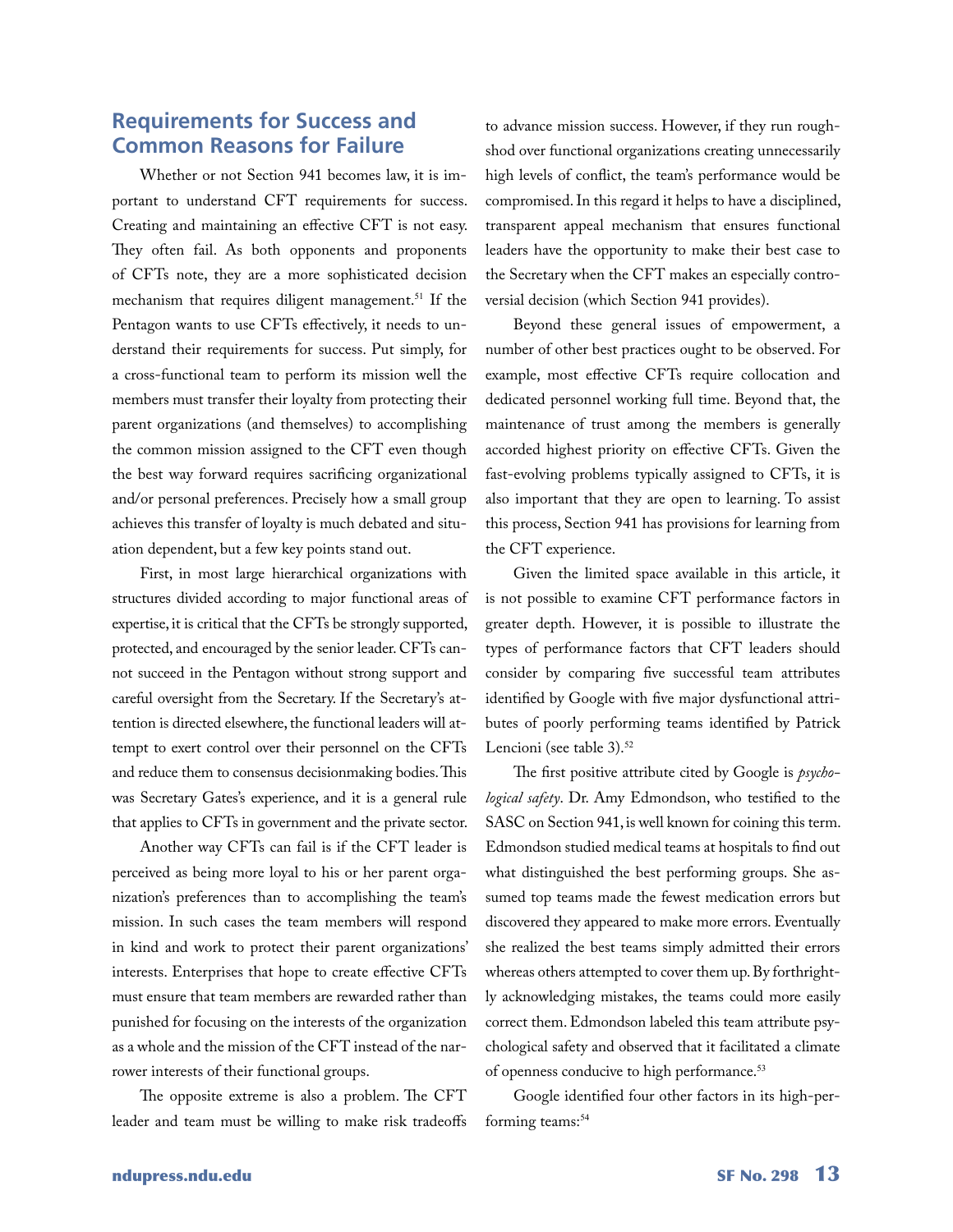## Requirements for Success and Common Reasons for Failure

Whether or not Section 941 becomes law, it is important to understand CFT requirements for success. Creating and maintaining an effective CFT is not easy. They often fail. As both opponents and proponents of CFTs note, they are a more sophisticated decision mechanism that requires diligent management.[51] If the Pentagon wants to use CFTs effectively, it needs to understand their requirements for success. Put simply, for a cross-functional team to perform its mission well the members must transfer their loyalty from protecting their parent organizations (and themselves) to accomplishing the common mission assigned to the CFT even though the best way forward requires sacrificing organizational and/or personal preferences. Precisely how a small group achieves this transfer of loyalty is much debated and situation dependent, but a few key points stand out.

First, in most large hierarchical organizations with structures divided according to major functional areas of expertise, it is critical that the CFTs be strongly supported, protected, and encouraged by the senior leader. CFTs cannot succeed in the Pentagon without strong support and careful oversight from the Secretary. If the Secretary's attention is directed elsewhere, the functional leaders will attempt to exert control over their personnel on the CFTs and reduce them to consensus decisionmaking bodies. This was Secretary Gates's experience, and it is a general rule that applies to CFTs in government and the private sector.

Another way CFTs can fail is if the CFT leader is perceived as being more loyal to his or her parent organization's preferences than to accomplishing the team's mission. In such cases the team members will respond in kind and work to protect their parent organizations' interests. Enterprises that hope to create effective CFTs must ensure that team members are rewarded rather than punished for focusing on the interests of the organization as a whole and the mission of the CFT instead of the narrower interests of their functional groups.

The opposite extreme is also a problem. The CFT leader and team must be willing to make risk tradeoffs to advance mission success. However, if they run roughshod over functional organizations creating unnecessarily high levels of conflict, the team's performance would be compromised. In this regard it helps to have a disciplined, transparent appeal mechanism that ensures functional leaders have the opportunity to make their best case to the Secretary when the CFT makes an especially controversial decision (which Section 941 provides).

Beyond these general issues of empowerment, a number of other best practices ought to be observed. For example, most effective CFTs require collocation and dedicated personnel working full time. Beyond that, the maintenance of trust among the members is generally accorded highest priority on effective CFTs. Given the fast-evolving problems typically assigned to CFTs, it is also important that they are open to learning. To assist this process, Section 941 has provisions for learning from the CFT experience.

Given the limited space available in this article, it is not possible to examine CFT performance factors in greater depth. However, it is possible to illustrate the types of performance factors that CFT leaders should consider by comparing five successful team attributes identified by Google with five major dysfunctional attributes of poorly performing teams identified by Patrick Lencioni (see table 3).[52]

The first positive attribute cited by Google is *psychological safety*. Dr. Amy Edmondson, who testified to the SASC on Section 941, is well known for coining this term. Edmondson studied medical teams at hospitals to find out what distinguished the best performing groups. She assumed top teams made the fewest medication errors but discovered they appeared to make more errors. Eventually she realized the best teams simply admitted their errors whereas others attempted to cover them up. By forthrightly acknowledging mistakes, the teams could more easily correct them. Edmondson labeled this team attribute psychological safety and observed that it facilitated a climate of openness conducive to high performance.[53]

Google identified four other factors in its high-performing teams:[54]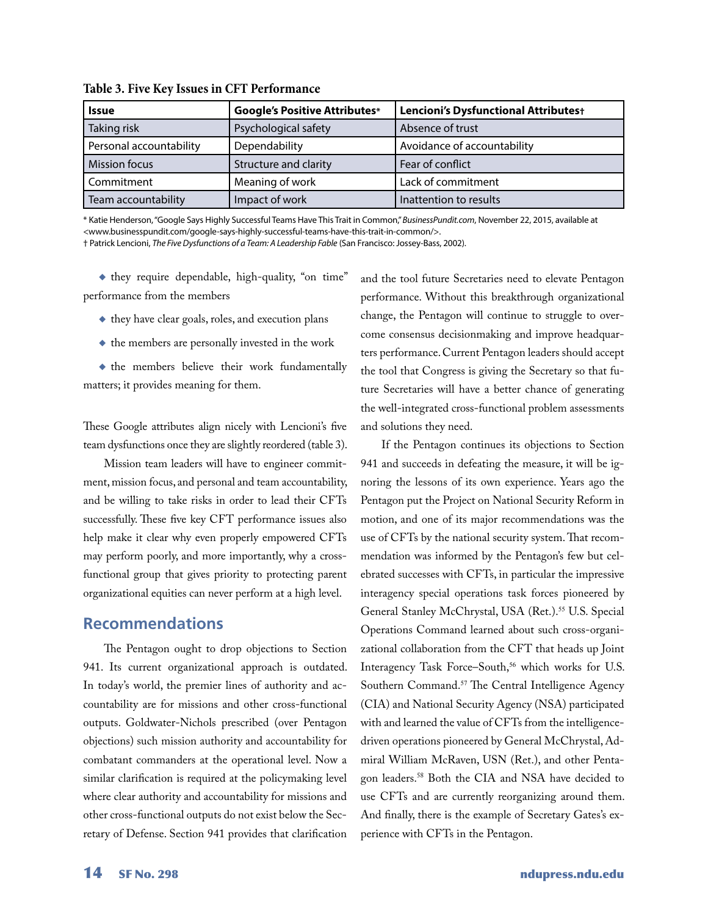**Table 3. Five Key Issues in CFT Performance**

| Issue | Google's Positive Attributes* | Lencioni's Dysfunctional Attributes† |
|---|---|---|
| Taking risk | Psychological safety | Absence of trust |
| Personal accountability | Dependability | Avoidance of accountability |
| Mission focus | Structure and clarity | Fear of conflict |
| Commitment | Meaning of work | Lack of commitment |
| Team accountability | Impact of work | Inattention to results |

\* Katie Henderson, "Google Says Highly Successful Teams Have This Trait in Common," *BusinessPundit.com*, November 22, 2015, available at <www.businesspundit.com/google-says-highly-successful-teams-have-this-trait-in-common/>.

† Patrick Lencioni, *The Five Dysfunctions of a Team: A Leadership Fable* (San Francisco: Jossey-Bass, 2002).

- they require dependable, high-quality, "on time" performance from the members
- they have clear goals, roles, and execution plans
- the members are personally invested in the work
- the members believe their work fundamentally matters; it provides meaning for them.

These Google attributes align nicely with Lencioni's five team dysfunctions once they are slightly reordered (table 3).

Mission team leaders will have to engineer commitment, mission focus, and personal and team accountability, and be willing to take risks in order to lead their CFTs successfully. These five key CFT performance issues also help make it clear why even properly empowered CFTs may perform poorly, and more importantly, why a cross-functional group that gives priority to protecting parent organizational equities can never perform at a high level.

## Recommendations

The Pentagon ought to drop objections to Section 941. Its current organizational approach is outdated. In today's world, the premier lines of authority and accountability are for missions and other cross-functional outputs. Goldwater-Nichols prescribed (over Pentagon objections) such mission authority and accountability for combatant commanders at the operational level. Now a similar clarification is required at the policymaking level where clear authority and accountability for missions and other cross-functional outputs do not exist below the Secretary of Defense. Section 941 provides that clarification and the tool future Secretaries need to elevate Pentagon performance. Without this breakthrough organizational change, the Pentagon will continue to struggle to overcome consensus decisionmaking and improve headquarters performance. Current Pentagon leaders should accept the tool that Congress is giving the Secretary so that future Secretaries will have a better chance of generating the well-integrated cross-functional problem assessments and solutions they need.

If the Pentagon continues its objections to Section 941 and succeeds in defeating the measure, it will be ignoring the lessons of its own experience. Years ago the Pentagon put the Project on National Security Reform in motion, and one of its major recommendations was the use of CFTs by the national security system. That recommendation was informed by the Pentagon's few but celebrated successes with CFTs, in particular the impressive interagency special operations task forces pioneered by General Stanley McChrystal, USA (Ret.).[55] U.S. Special Operations Command learned about such cross-organizational collaboration from the CFT that heads up Joint Interagency Task Force–South,[56] which works for U.S. Southern Command.[57] The Central Intelligence Agency (CIA) and National Security Agency (NSA) participated with and learned the value of CFTs from the intelligence-driven operations pioneered by General McChrystal, Admiral William McRaven, USN (Ret.), and other Pentagon leaders.[58] Both the CIA and NSA have decided to use CFTs and are currently reorganizing around them. And finally, there is the example of Secretary Gates's experience with CFTs in the Pentagon.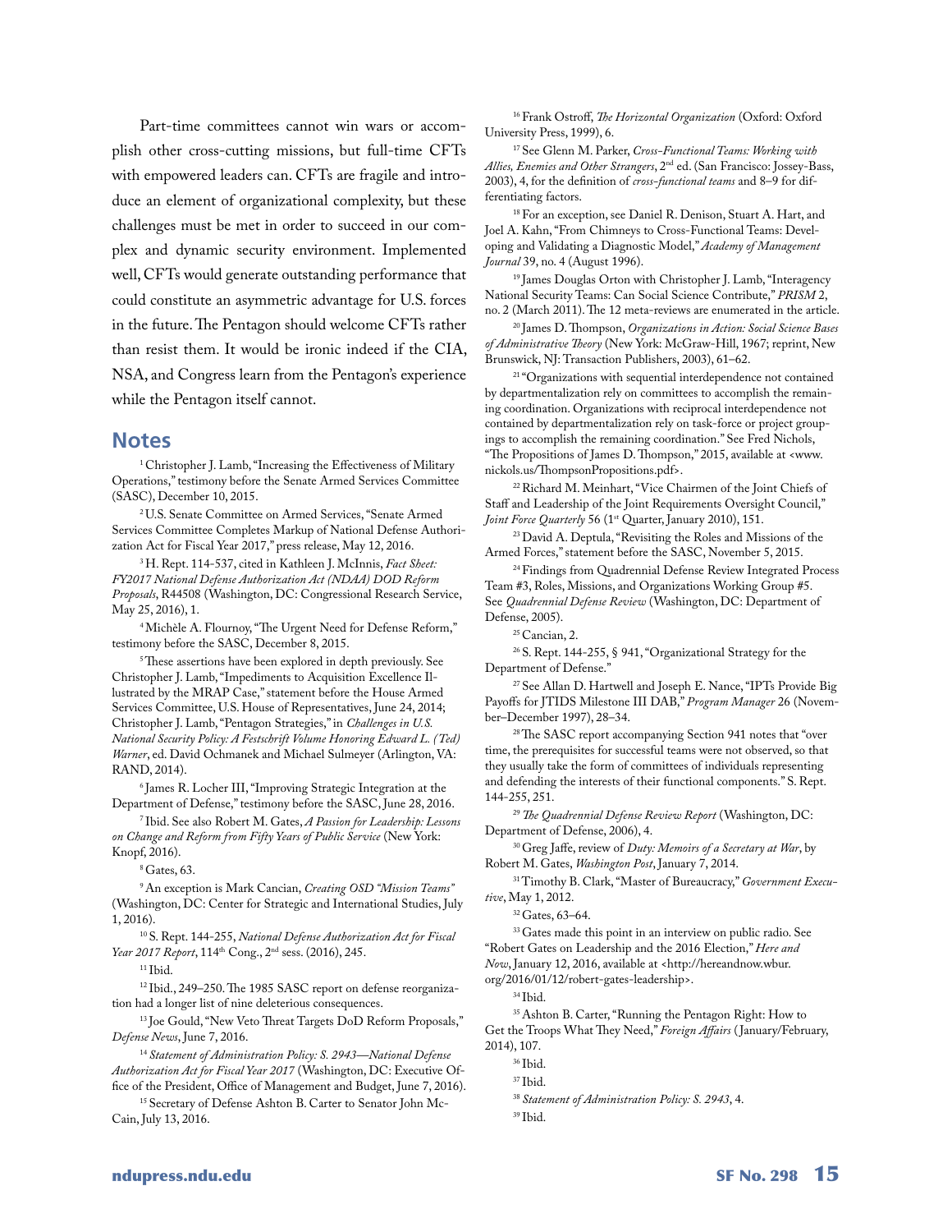Part-time committees cannot win wars or accomplish other cross-cutting missions, but full-time CFTs with empowered leaders can. CFTs are fragile and introduce an element of organizational complexity, but these challenges must be met in order to succeed in our complex and dynamic security environment. Implemented well, CFTs would generate outstanding performance that could constitute an asymmetric advantage for U.S. forces in the future. The Pentagon should welcome CFTs rather than resist them. It would be ironic indeed if the CIA, NSA, and Congress learn from the Pentagon's experience while the Pentagon itself cannot.

## Notes

[1] Christopher J. Lamb, "Increasing the Effectiveness of Military Operations," testimony before the Senate Armed Services Committee (SASC), December 10, 2015.

[2] U.S. Senate Committee on Armed Services, "Senate Armed Services Committee Completes Markup of National Defense Authorization Act for Fiscal Year 2017," press release, May 12, 2016.

[3] H. Rept. 114-537, cited in Kathleen J. McInnis, *Fact Sheet: FY2017 National Defense Authorization Act (NDAA) DOD Reform Proposals*, R44508 (Washington, DC: Congressional Research Service, May 25, 2016), 1.

[4] Michèle A. Flournoy, "The Urgent Need for Defense Reform," testimony before the SASC, December 8, 2015.

[5] These assertions have been explored in depth previously. See Christopher J. Lamb, "Impediments to Acquisition Excellence Illustrated by the MRAP Case," statement before the House Armed Services Committee, U.S. House of Representatives, June 24, 2014; Christopher J. Lamb, "Pentagon Strategies," in *Challenges in U.S. National Security Policy: A Festschrift Volume Honoring Edward L. (Ted) Warner*, ed. David Ochmanek and Michael Sulmeyer (Arlington, VA: RAND, 2014).

[6] James R. Locher III, "Improving Strategic Integration at the Department of Defense," testimony before the SASC, June 28, 2016.

[7] Ibid. See also Robert M. Gates, *A Passion for Leadership: Lessons on Change and Reform from Fifty Years of Public Service* (New York: Knopf, 2016).

[8] Gates, 63.

[9] An exception is Mark Cancian, *Creating OSD "Mission Teams"* (Washington, DC: Center for Strategic and International Studies, July 1, 2016).

[10] S. Rept. 144-255, *National Defense Authorization Act for Fiscal Year 2017 Report*, 114th Cong., 2nd sess. (2016), 245.

[11] Ibid.

[12] Ibid., 249–250. The 1985 SASC report on defense reorganization had a longer list of nine deleterious consequences.

[13] Joe Gould, "New Veto Threat Targets DoD Reform Proposals," *Defense News*, June 7, 2016.

[14] *Statement of Administration Policy: S. 2943—National Defense Authorization Act for Fiscal Year 2017* (Washington, DC: Executive Office of the President, Office of Management and Budget, June 7, 2016).

[15] Secretary of Defense Ashton B. Carter to Senator John McCain, July 13, 2016.

[16] Frank Ostroff, *The Horizontal Organization* (Oxford: Oxford University Press, 1999), 6.

[17] See Glenn M. Parker, *Cross-Functional Teams: Working with Allies, Enemies and Other Strangers*, 2nd ed. (San Francisco: Jossey-Bass, 2003), 4, for the definition of *cross-functional teams* and 8–9 for differentiating factors.

[18] For an exception, see Daniel R. Denison, Stuart A. Hart, and Joel A. Kahn, "From Chimneys to Cross-Functional Teams: Developing and Validating a Diagnostic Model," *Academy of Management Journal* 39, no. 4 (August 1996).

[19] James Douglas Orton with Christopher J. Lamb, "Interagency National Security Teams: Can Social Science Contribute," *PRISM* 2, no. 2 (March 2011). The 12 meta-reviews are enumerated in the article.

[20] James D. Thompson, *Organizations in Action: Social Science Bases of Administrative Theory* (New York: McGraw-Hill, 1967; reprint, New Brunswick, NJ: Transaction Publishers, 2003), 61–62.

[21] "Organizations with sequential interdependence not contained by departmentalization rely on committees to accomplish the remaining coordination. Organizations with reciprocal interdependence not contained by departmentalization rely on task-force or project groupings to accomplish the remaining coordination." See Fred Nichols, "The Propositions of James D. Thompson," 2015, available at <www.nickols.us/ThompsonPropositions.pdf>.

[22] Richard M. Meinhart, "Vice Chairmen of the Joint Chiefs of Staff and Leadership of the Joint Requirements Oversight Council," *Joint Force Quarterly* 56 (1st Quarter, January 2010), 151.

[23] David A. Deptula, "Revisiting the Roles and Missions of the Armed Forces," statement before the SASC, November 5, 2015.

[24] Findings from Quadrennial Defense Review Integrated Process Team #3, Roles, Missions, and Organizations Working Group #5. See *Quadrennial Defense Review* (Washington, DC: Department of Defense, 2005).

[25] Cancian, 2.

[26] S. Rept. 144-255, § 941, "Organizational Strategy for the Department of Defense."

[27] See Allan D. Hartwell and Joseph E. Nance, "IPTs Provide Big Payoffs for JTIDS Milestone III DAB," *Program Manager* 26 (November–December 1997), 28–34.

[28] The SASC report accompanying Section 941 notes that "over time, the prerequisites for successful teams were not observed, so that they usually take the form of committees of individuals representing and defending the interests of their functional components." S. Rept. 144-255, 251.

[29] *The Quadrennial Defense Review Report* (Washington, DC: Department of Defense, 2006), 4.

[30] Greg Jaffe, review of *Duty: Memoirs of a Secretary at War*, by Robert M. Gates, *Washington Post*, January 7, 2014.

[31] Timothy B. Clark, "Master of Bureaucracy," *Government Executive*, May 1, 2012.

[32] Gates, 63–64.

[33] Gates made this point in an interview on public radio. See "Robert Gates on Leadership and the 2016 Election," *Here and Now*, January 12, 2016, available at <http://hereandnow.wbur.org/2016/01/12/robert-gates-leadership>.

[34] Ibid.

[35] Ashton B. Carter, "Running the Pentagon Right: How to Get the Troops What They Need," *Foreign Affairs* (January/February, 2014), 107.

[36] Ibid.

[37] Ibid.

[38] *Statement of Administration Policy: S. 2943*, 4.

[39] Ibid.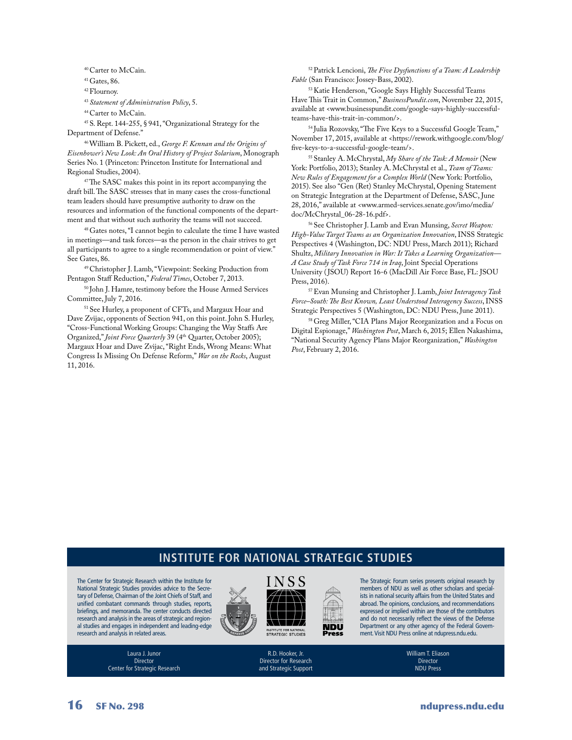[40] Carter to McCain.

[41] Gates, 86.

[42] Flournoy.

[43] *Statement of Administration Policy*, 5.

[44] Carter to McCain.

[45] S. Rept. 144-255, § 941, "Organizational Strategy for the Department of Defense."

[46] William B. Pickett, ed., *George F. Kennan and the Origins of Eisenhower's New Look: An Oral History of Project Solarium*, Monograph Series No. 1 (Princeton: Princeton Institute for International and Regional Studies, 2004).

[47] The SASC makes this point in its report accompanying the draft bill. The SASC stresses that in many cases the cross-functional team leaders should have presumptive authority to draw on the resources and information of the functional components of the department and that without such authority the teams will not succeed.

[48] Gates notes, "I cannot begin to calculate the time I have wasted in meetings—and task forces—as the person in the chair strives to get all participants to agree to a single recommendation or point of view." See Gates, 86.

[49] Christopher J. Lamb, "Viewpoint: Seeking Production from Pentagon Staff Reduction," *Federal Times*, October 7, 2013.

[50] John J. Hamre, testimony before the House Armed Services Committee, July 7, 2016.

[51] See Hurley, a proponent of CFTs, and Margaux Hoar and Dave Zvijac, opponents of Section 941, on this point. John S. Hurley, "Cross-Functional Working Groups: Changing the Way Staffs Are Organized," *Joint Force Quarterly* 39 (4th Quarter, October 2005); Margaux Hoar and Dave Zvijac, "Right Ends, Wrong Means: What Congress Is Missing On Defense Reform," *War on the Rocks*, August 11, 2016.

[52] Patrick Lencioni, *The Five Dysfunctions of a Team: A Leadership Fable* (San Francisco: Jossey-Bass, 2002).

[53] Katie Henderson, "Google Says Highly Successful Teams Have This Trait in Common," *BusinessPundit.com*, November 22, 2015, available at <www.businesspundit.com/google-says-highly-successful-teams-have-this-trait-in-common/>.

[54] Julia Rozovsky, "The Five Keys to a Successful Google Team," November 17, 2015, available at <https://rework.withgoogle.com/blog/five-keys-to-a-successful-google-team/>.

[55] Stanley A. McChrystal, *My Share of the Task: A Memoir* (New York: Portfolio, 2013); Stanley A. McChrystal et al., *Team of Teams: New Rules of Engagement for a Complex World* (New York: Portfolio, 2015). See also "Gen (Ret) Stanley McChrystal, Opening Statement on Strategic Integration at the Department of Defense, SASC, June 28, 2016," available at <www.armed-services.senate.gov/imo/media/doc/McChrystal_06-28-16.pdf>.

[56] See Christopher J. Lamb and Evan Munsing, *Secret Weapon: High-Value Target Teams as an Organization Innovation*, INSS Strategic Perspectives 4 (Washington, DC: NDU Press, March 2011); Richard Shultz, *Military Innovation in War: It Takes a Learning Organization—A Case Study of Task Force 714 in Iraq*, Joint Special Operations University (JSOU) Report 16-6 (MacDill Air Force Base, FL: JSOU Press, 2016).

[57] Evan Munsing and Christopher J. Lamb, *Joint Interagency Task Force–South: The Best Known, Least Understood Interagency Success*, INSS Strategic Perspectives 5 (Washington, DC: NDU Press, June 2011).

[58] Greg Miller, "CIA Plans Major Reorganization and a Focus on Digital Espionage," *Washington Post*, March 6, 2015; Ellen Nakashima, "National Security Agency Plans Major Reorganization," *Washington Post*, February 2, 2016.

## INSTITUTE FOR NATIONAL STRATEGIC STUDIES

The Center for Strategic Research within the Institute for National Strategic Studies provides advice to the Secretary of Defense, Chairman of the Joint Chiefs of Staff, and unified combatant commands through studies, reports, briefings, and memoranda. The center conducts directed research and analysis in the areas of strategic and regional studies and engages in independent and leading-edge research and analysis in related areas.

The Strategic Forum series presents original research by members of NDU as well as other scholars and specialists in national security affairs from the United States and abroad. The opinions, conclusions, and recommendations expressed or implied within are those of the contributors and do not necessarily reflect the views of the Defense Department or any other agency of the Federal Government. Visit NDU Press online at ndupress.ndu.edu.

Laura J. Junor
Director
Center for Strategic Research

R.D. Hooker, Jr.
Director for Research
and Strategic Support

William T. Eliason
Director
NDU Press